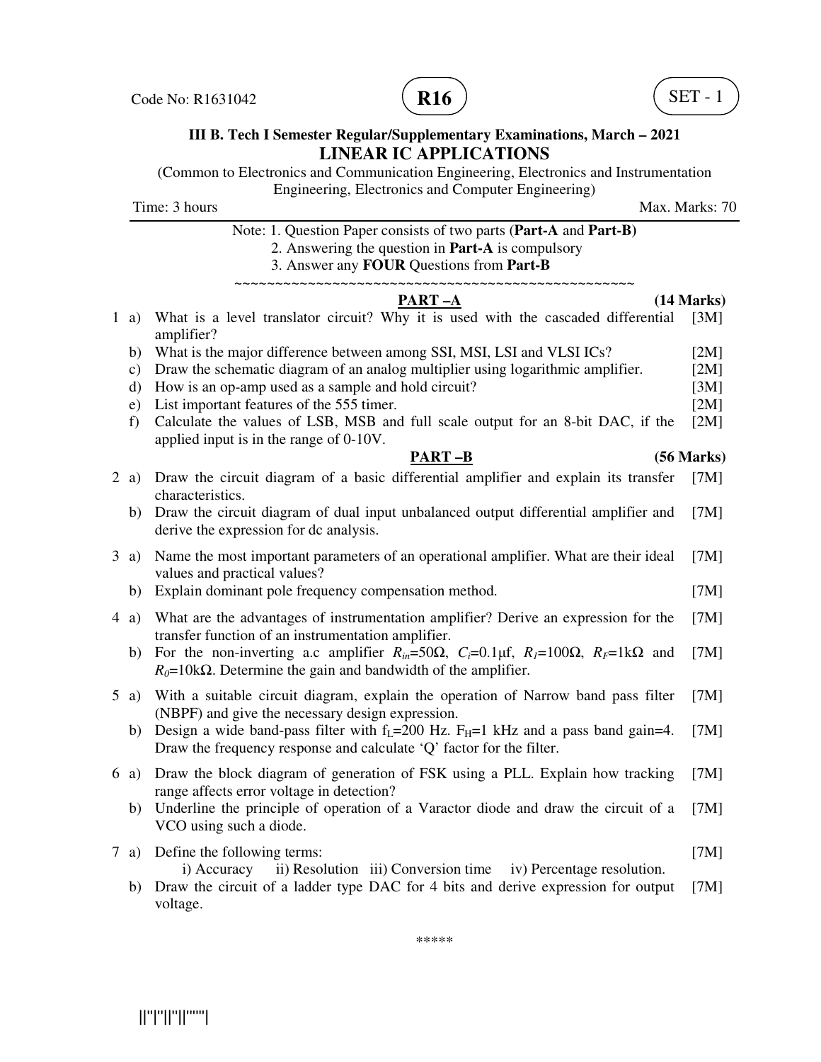Code No: R1631042 **R16** SET - 1

**III B. Tech I Semester Regular/Supplementary Examinations, March – 2021**

# LINEAR IC APPLICATIONS

(Common to Electronics and Communication Engineering, Electronics and Instrumentation Engineering, Electronics and Computer Engineering)

Time: 3 hours Max. Marks: 70

Note: 1. Question Paper consists of two parts (**Part-A** and **Part-B)**
2. Answering the question in **Part-A** is compulsory
3. Answer any **FOUR** Questions from **Part-B**

~~~~~~~~~~~~~~~~~~~~~~~~~~~~~~~~~~~~~~~~~~~~~~~~~~~~

## PART –A (14 Marks)

1 a) What is a level translator circuit? Why it is used with the cascaded differential amplifier? [3M]

b) What is the major difference between among SSI, MSI, LSI and VLSI ICs? [2M]

c) Draw the schematic diagram of an analog multiplier using logarithmic amplifier. [2M]

d) How is an op-amp used as a sample and hold circuit? [3M]

e) List important features of the 555 timer. [2M]

f) Calculate the values of LSB, MSB and full scale output for an 8-bit DAC, if the applied input is in the range of 0-10V. [2M]

## PART –B (56 Marks)

2 a) Draw the circuit diagram of a basic differential amplifier and explain its transfer characteristics. [7M]

b) Draw the circuit diagram of dual input unbalanced output differential amplifier and derive the expression for dc analysis. [7M]

3 a) Name the most important parameters of an operational amplifier. What are their ideal values and practical values? [7M]

b) Explain dominant pole frequency compensation method. [7M]

4 a) What are the advantages of instrumentation amplifier? Derive an expression for the transfer function of an instrumentation amplifier. [7M]

b) For the non-inverting a.c amplifier $R_{in}$=50Ω, $C_i$=0.1μf, $R_1$=100Ω, $R_F$=1kΩ and $R_0$=10kΩ. Determine the gain and bandwidth of the amplifier. [7M]

5 a) With a suitable circuit diagram, explain the operation of Narrow band pass filter (NBPF) and give the necessary design expression. [7M]

b) Design a wide band-pass filter with $f_L$=200 Hz. $F_H$=1 kHz and a pass band gain=4. Draw the frequency response and calculate 'Q' factor for the filter. [7M]

6 a) Draw the block diagram of generation of FSK using a PLL. Explain how tracking range affects error voltage in detection? [7M]

b) Underline the principle of operation of a Varactor diode and draw the circuit of a VCO using such a diode. [7M]

7 a) Define the following terms: [7M]
i) Accuracy ii) Resolution iii) Conversion time iv) Percentage resolution.

b) Draw the circuit of a ladder type DAC for 4 bits and derive expression for output voltage. [7M]

*****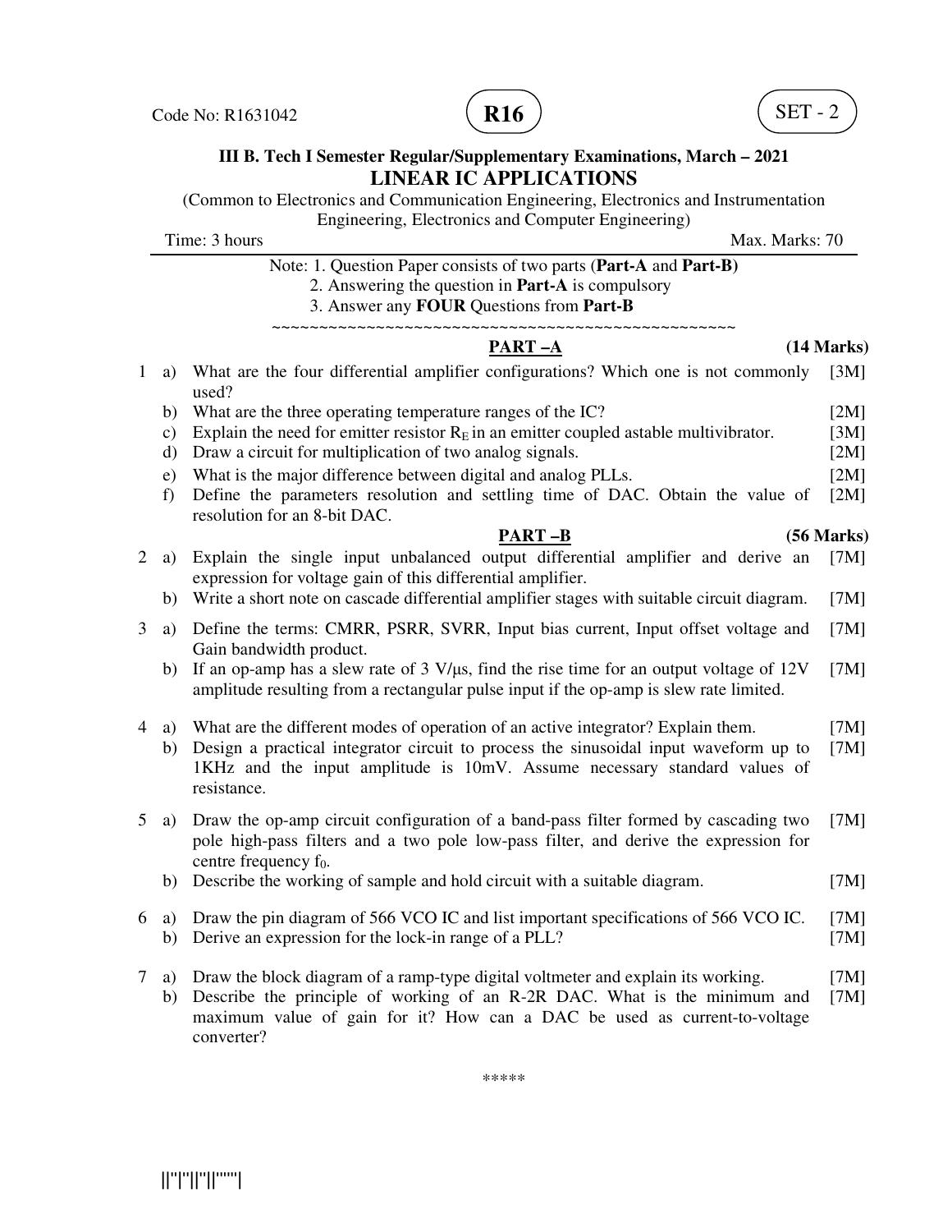Code No: R1631042 **R16** SET - 2

**III B. Tech I Semester Regular/Supplementary Examinations, March – 2021**

# LINEAR IC APPLICATIONS

(Common to Electronics and Communication Engineering, Electronics and Instrumentation Engineering, Electronics and Computer Engineering)

Time: 3 hours Max. Marks: 70

Note: 1. Question Paper consists of two parts (**Part-A** and **Part-B)**
2. Answering the question in **Part-A** is compulsory
3. Answer any **FOUR** Questions from **Part-B**

~~~~~~~~~~~~~~~~~~~~~~~~~~~~~~~~~~~~~~~~~~~~~~~~~~

## PART –A (14 Marks)

1 a) What are the four differential amplifier configurations? Which one is not commonly used? [3M]

b) What are the three operating temperature ranges of the IC? [2M]

c) Explain the need for emitter resistor $R_E$ in an emitter coupled astable multivibrator. [3M]

d) Draw a circuit for multiplication of two analog signals. [2M]

e) What is the major difference between digital and analog PLLs. [2M]

f) Define the parameters resolution and settling time of DAC. Obtain the value of resolution for an 8-bit DAC. [2M]

## PART –B (56 Marks)

2 a) Explain the single input unbalanced output differential amplifier and derive an expression for voltage gain of this differential amplifier. [7M]

b) Write a short note on cascade differential amplifier stages with suitable circuit diagram. [7M]

3 a) Define the terms: CMRR, PSRR, SVRR, Input bias current, Input offset voltage and Gain bandwidth product. [7M]

b) If an op-amp has a slew rate of 3 V/μs, find the rise time for an output voltage of 12V amplitude resulting from a rectangular pulse input if the op-amp is slew rate limited. [7M]

4 a) What are the different modes of operation of an active integrator? Explain them. [7M]

b) Design a practical integrator circuit to process the sinusoidal input waveform up to 1KHz and the input amplitude is 10mV. Assume necessary standard values of resistance. [7M]

5 a) Draw the op-amp circuit configuration of a band-pass filter formed by cascading two pole high-pass filters and a two pole low-pass filter, and derive the expression for centre frequency $f_0$. [7M]

b) Describe the working of sample and hold circuit with a suitable diagram. [7M]

6 a) Draw the pin diagram of 566 VCO IC and list important specifications of 566 VCO IC. [7M]

b) Derive an expression for the lock-in range of a PLL? [7M]

7 a) Draw the block diagram of a ramp-type digital voltmeter and explain its working. [7M]

b) Describe the principle of working of an R-2R DAC. What is the minimum and maximum value of gain for it? How can a DAC be used as current-to-voltage converter? [7M]

*****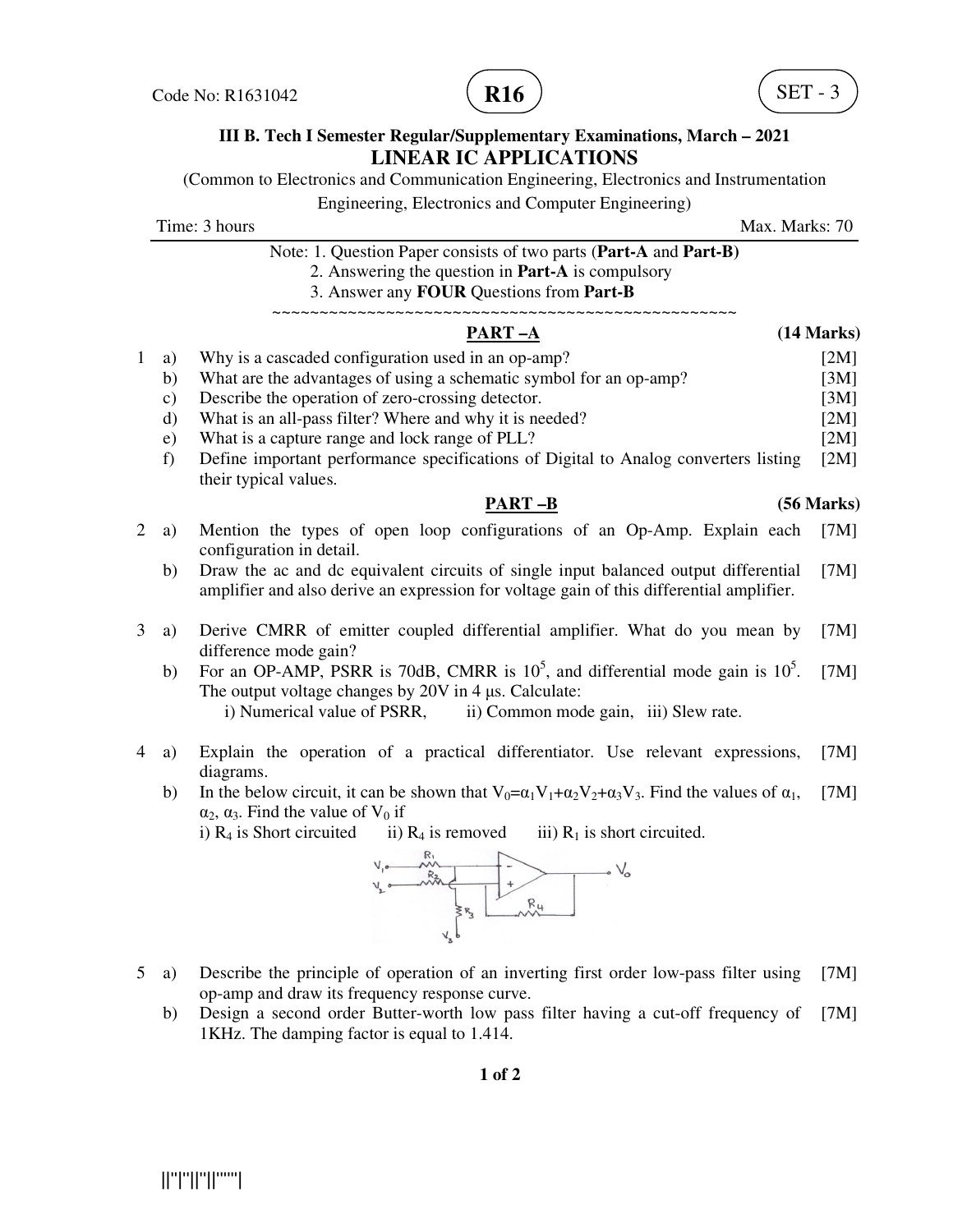Code No: R1631042 **R16** SET - 3

**III B. Tech I Semester Regular/Supplementary Examinations, March – 2021**

# LINEAR IC APPLICATIONS

(Common to Electronics and Communication Engineering, Electronics and Instrumentation Engineering, Electronics and Computer Engineering)

Time: 3 hours Max. Marks: 70

Note: 1. Question Paper consists of two parts (**Part-A** and **Part-B)**
2. Answering the question in **Part-A** is compulsory
3. Answer any **FOUR** Questions from **Part-B**

~~~~~~~~~~~~~~~~~~~~~~~~~~~~~~~~~~~~~~~~~~~~~~~~~~~

## PART –A (14 Marks)

1 a) Why is a cascaded configuration used in an op-amp? [2M]

b) What are the advantages of using a schematic symbol for an op-amp? [3M]

c) Describe the operation of zero-crossing detector. [3M]

d) What is an all-pass filter? Where and why it is needed? [2M]

e) What is a capture range and lock range of PLL? [2M]

f) Define important performance specifications of Digital to Analog converters listing their typical values. [2M]

## PART –B (56 Marks)

2 a) Mention the types of open loop configurations of an Op-Amp. Explain each configuration in detail. [7M]

b) Draw the ac and dc equivalent circuits of single input balanced output differential amplifier and also derive an expression for voltage gain of this differential amplifier. [7M]

3 a) Derive CMRR of emitter coupled differential amplifier. What do you mean by difference mode gain? [7M]

b) For an OP-AMP, PSRR is 70dB, CMRR is $10^5$, and differential mode gain is $10^5$. The output voltage changes by 20V in 4 μs. Calculate: [7M]
i) Numerical value of PSRR, ii) Common mode gain, iii) Slew rate.

4 a) Explain the operation of a practical differentiator. Use relevant expressions, diagrams. [7M]

b) In the below circuit, it can be shown that $V_0=\alpha_1V_1+\alpha_2V_2+\alpha_3V_3$. Find the values of $\alpha_1$, $\alpha_2$, $\alpha_3$. Find the value of $V_0$ if [7M]
i) $R_4$ is Short circuited ii) $R_4$ is removed iii) $R_1$ is short circuited.

5 a) Describe the principle of operation of an inverting first order low-pass filter using op-amp and draw its frequency response curve. [7M]

b) Design a second order Butter-worth low pass filter having a cut-off frequency of 1KHz. The damping factor is equal to 1.414. [7M]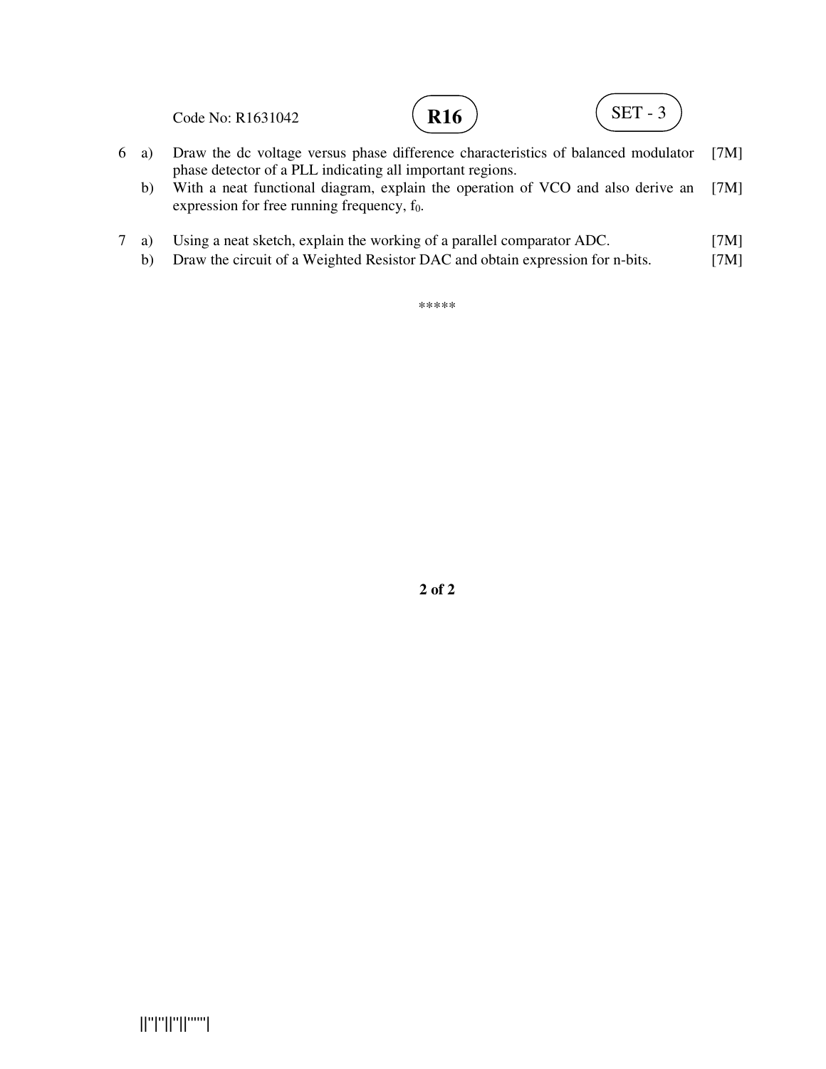6 a) Draw the dc voltage versus phase difference characteristics of balanced modulator phase detector of a PLL indicating all important regions. [7M]

b) With a neat functional diagram, explain the operation of VCO and also derive an expression for free running frequency, $f_0$. [7M]

7 a) Using a neat sketch, explain the working of a parallel comparator ADC. [7M]

b) Draw the circuit of a Weighted Resistor DAC and obtain expression for n-bits. [7M]

*****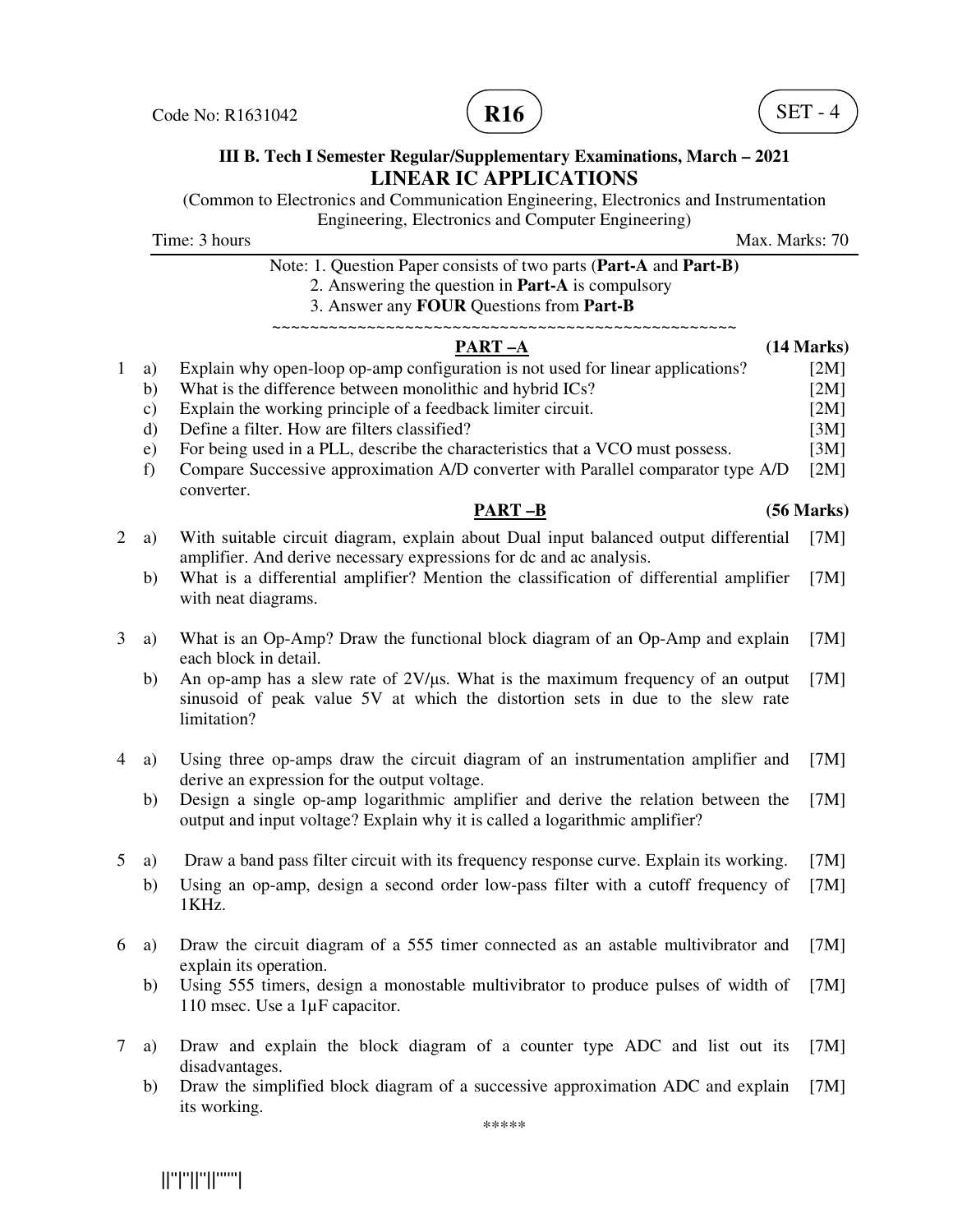Code No: R1631042 **R16** SET - 4

**III B. Tech I Semester Regular/Supplementary Examinations, March – 2021**

# LINEAR IC APPLICATIONS

(Common to Electronics and Communication Engineering, Electronics and Instrumentation Engineering, Electronics and Computer Engineering)

Time: 3 hours Max. Marks: 70

Note: 1. Question Paper consists of two parts (**Part-A** and **Part-B)**
2. Answering the question in **Part-A** is compulsory
3. Answer any **FOUR** Questions from **Part-B**

~~~~~~~~~~~~~~~~~~~~~~~~~~~~~~~~~~~~~~~~~~~~~~~~~~~~~

## PART –A (14 Marks)

| | | | |
|---|---|---|---|
| 1 | a) | Explain why open-loop op-amp configuration is not used for linear applications? | [2M] |
| | b) | What is the difference between monolithic and hybrid ICs? | [2M] |
| | c) | Explain the working principle of a feedback limiter circuit. | [2M] |
| | d) | Define a filter. How are filters classified? | [3M] |
| | e) | For being used in a PLL, describe the characteristics that a VCO must possess. | [3M] |
| | f) | Compare Successive approximation A/D converter with Parallel comparator type A/D converter. | [2M] |

## PART –B (56 Marks)

| | | | |
|---|---|---|---|
| 2 | a) | With suitable circuit diagram, explain about Dual input balanced output differential amplifier. And derive necessary expressions for dc and ac analysis. | [7M] |
| | b) | What is a differential amplifier? Mention the classification of differential amplifier with neat diagrams. | [7M] |
| 3 | a) | What is an Op-Amp? Draw the functional block diagram of an Op-Amp and explain each block in detail. | [7M] |
| | b) | An op-amp has a slew rate of 2V/μs. What is the maximum frequency of an output sinusoid of peak value 5V at which the distortion sets in due to the slew rate limitation? | [7M] |
| 4 | a) | Using three op-amps draw the circuit diagram of an instrumentation amplifier and derive an expression for the output voltage. | [7M] |
| | b) | Design a single op-amp logarithmic amplifier and derive the relation between the output and input voltage? Explain why it is called a logarithmic amplifier? | [7M] |
| 5 | a) | Draw a band pass filter circuit with its frequency response curve. Explain its working. | [7M] |
| | b) | Using an op-amp, design a second order low-pass filter with a cutoff frequency of 1KHz. | [7M] |
| 6 | a) | Draw the circuit diagram of a 555 timer connected as an astable multivibrator and explain its operation. | [7M] |
| | b) | Using 555 timers, design a monostable multivibrator to produce pulses of width of 110 msec. Use a 1μF capacitor. | [7M] |
| 7 | a) | Draw and explain the block diagram of a counter type ADC and list out its disadvantages. | [7M] |
| | b) | Draw the simplified block diagram of a successive approximation ADC and explain its working. | [7M] |

*****